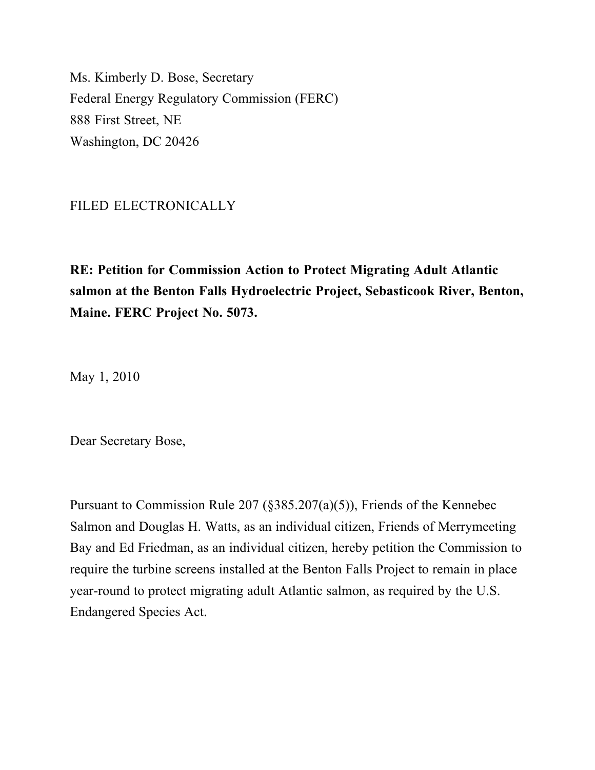Ms. Kimberly D. Bose, Secretary
Federal Energy Regulatory Commission (FERC)
888 First Street, NE
Washington, DC 20426

FILED ELECTRONICALLY

**RE: Petition for Commission Action to Protect Migrating Adult Atlantic salmon at the Benton Falls Hydroelectric Project, Sebasticook River, Benton, Maine. FERC Project No. 5073.**

May 1, 2010

Dear Secretary Bose,

Pursuant to Commission Rule 207 (§385.207(a)(5)), Friends of the Kennebec Salmon and Douglas H. Watts, as an individual citizen, Friends of Merrymeeting Bay and Ed Friedman, as an individual citizen, hereby petition the Commission to require the turbine screens installed at the Benton Falls Project to remain in place year-round to protect migrating adult Atlantic salmon, as required by the U.S. Endangered Species Act.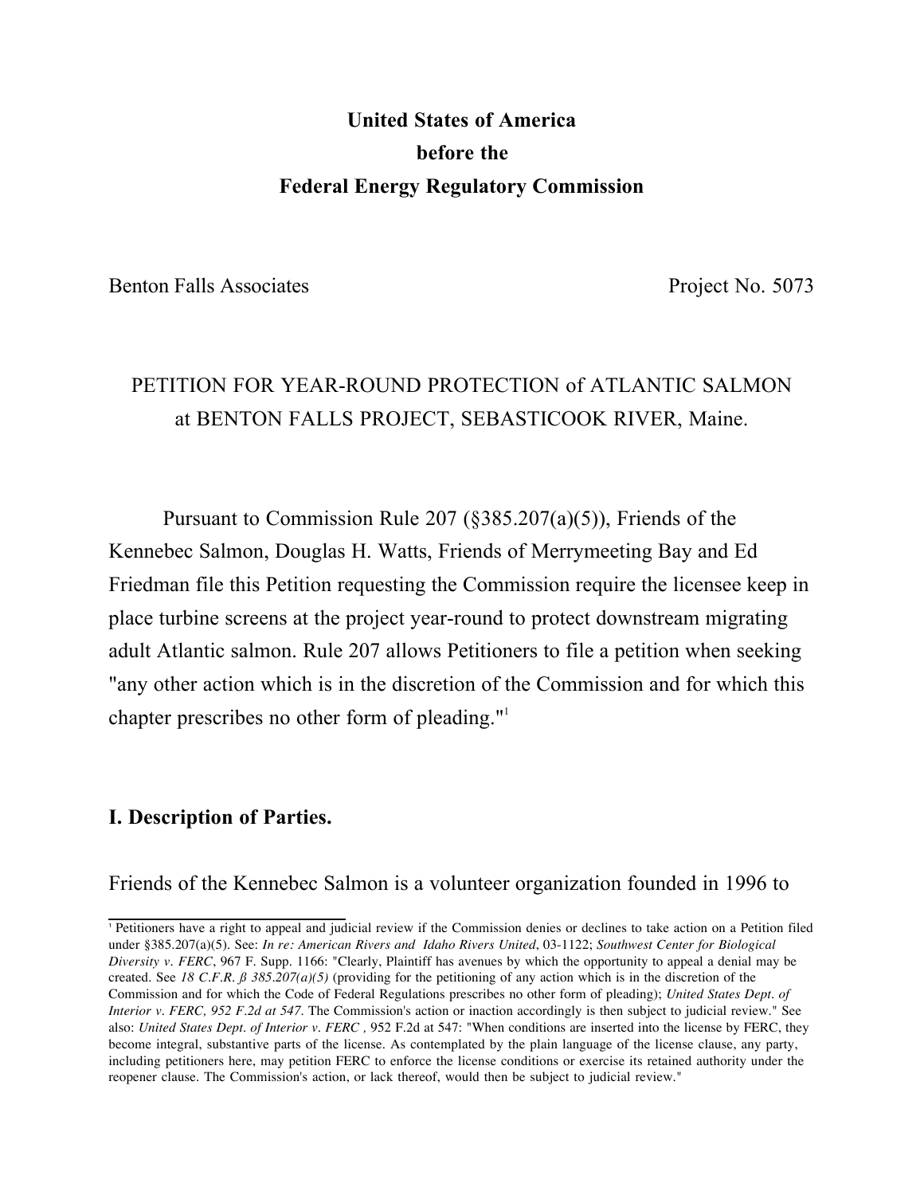**United States of America**
**before the**
**Federal Energy Regulatory Commission**

Benton Falls Associates — Project No. 5073

PETITION FOR YEAR-ROUND PROTECTION of ATLANTIC SALMON at BENTON FALLS PROJECT, SEBASTICOOK RIVER, Maine.

Pursuant to Commission Rule 207 (§385.207(a)(5)), Friends of the Kennebec Salmon, Douglas H. Watts, Friends of Merrymeeting Bay and Ed Friedman file this Petition requesting the Commission require the licensee keep in place turbine screens at the project year-round to protect downstream migrating adult Atlantic salmon. Rule 207 allows Petitioners to file a petition when seeking "any other action which is in the discretion of the Commission and for which this chapter prescribes no other form of pleading."[1]

## I. Description of Parties.

Friends of the Kennebec Salmon is a volunteer organization founded in 1996 to

[1] Petitioners have a right to appeal and judicial review if the Commission denies or declines to take action on a Petition filed under §385.207(a)(5). See: *In re: American Rivers and Idaho Rivers United*, 03-1122; *Southwest Center for Biological Diversity v. FERC*, 967 F. Supp. 1166: "Clearly, Plaintiff has avenues by which the opportunity to appeal a denial may be created. See *18 C.F.R. ß 385.207(a)(5)* (providing for the petitioning of any action which is in the discretion of the Commission and for which the Code of Federal Regulations prescribes no other form of pleading); *United States Dept. of Interior v. FERC, 952 F.2d at 547*. The Commission's action or inaction accordingly is then subject to judicial review." See also: *United States Dept. of Interior v. FERC ,* 952 F.2d at 547: "When conditions are inserted into the license by FERC, they become integral, substantive parts of the license. As contemplated by the plain language of the license clause, any party, including petitioners here, may petition FERC to enforce the license conditions or exercise its retained authority under the reopener clause. The Commission's action, or lack thereof, would then be subject to judicial review."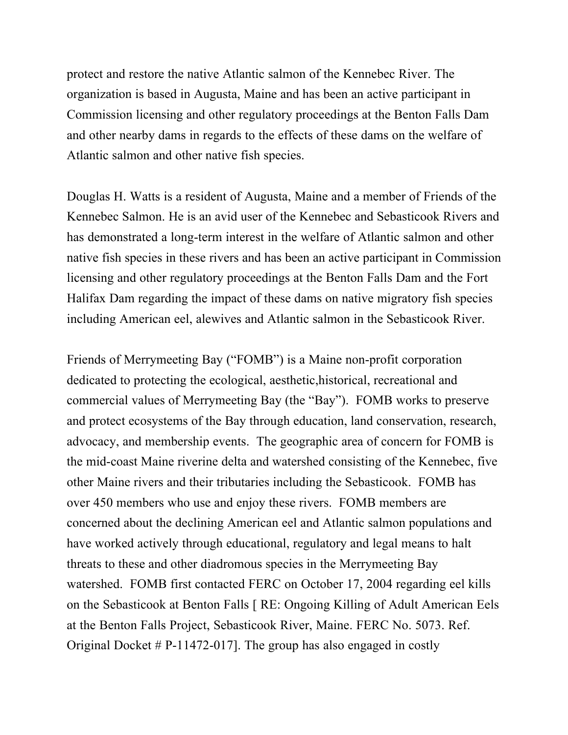protect and restore the native Atlantic salmon of the Kennebec River. The organization is based in Augusta, Maine and has been an active participant in Commission licensing and other regulatory proceedings at the Benton Falls Dam and other nearby dams in regards to the effects of these dams on the welfare of Atlantic salmon and other native fish species.

Douglas H. Watts is a resident of Augusta, Maine and a member of Friends of the Kennebec Salmon. He is an avid user of the Kennebec and Sebasticook Rivers and has demonstrated a long-term interest in the welfare of Atlantic salmon and other native fish species in these rivers and has been an active participant in Commission licensing and other regulatory proceedings at the Benton Falls Dam and the Fort Halifax Dam regarding the impact of these dams on native migratory fish species including American eel, alewives and Atlantic salmon in the Sebasticook River.

Friends of Merrymeeting Bay ("FOMB") is a Maine non-profit corporation dedicated to protecting the ecological, aesthetic,historical, recreational and commercial values of Merrymeeting Bay (the "Bay"). FOMB works to preserve and protect ecosystems of the Bay through education, land conservation, research, advocacy, and membership events. The geographic area of concern for FOMB is the mid-coast Maine riverine delta and watershed consisting of the Kennebec, five other Maine rivers and their tributaries including the Sebasticook. FOMB has over 450 members who use and enjoy these rivers. FOMB members are concerned about the declining American eel and Atlantic salmon populations and have worked actively through educational, regulatory and legal means to halt threats to these and other diadromous species in the Merrymeeting Bay watershed. FOMB first contacted FERC on October 17, 2004 regarding eel kills on the Sebasticook at Benton Falls [ RE: Ongoing Killing of Adult American Eels at the Benton Falls Project, Sebasticook River, Maine. FERC No. 5073. Ref. Original Docket # P-11472-017]. The group has also engaged in costly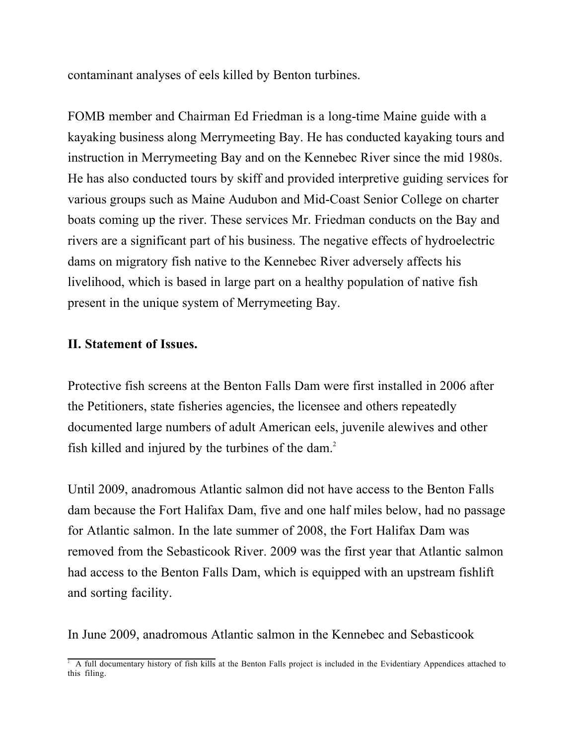contaminant analyses of eels killed by Benton turbines.

FOMB member and Chairman Ed Friedman is a long-time Maine guide with a kayaking business along Merrymeeting Bay. He has conducted kayaking tours and instruction in Merrymeeting Bay and on the Kennebec River since the mid 1980s. He has also conducted tours by skiff and provided interpretive guiding services for various groups such as Maine Audubon and Mid-Coast Senior College on charter boats coming up the river. These services Mr. Friedman conducts on the Bay and rivers are a significant part of his business. The negative effects of hydroelectric dams on migratory fish native to the Kennebec River adversely affects his livelihood, which is based in large part on a healthy population of native fish present in the unique system of Merrymeeting Bay.

## II. Statement of Issues.

Protective fish screens at the Benton Falls Dam were first installed in 2006 after the Petitioners, state fisheries agencies, the licensee and others repeatedly documented large numbers of adult American eels, juvenile alewives and other fish killed and injured by the turbines of the dam.[2]

Until 2009, anadromous Atlantic salmon did not have access to the Benton Falls dam because the Fort Halifax Dam, five and one half miles below, had no passage for Atlantic salmon. In the late summer of 2008, the Fort Halifax Dam was removed from the Sebasticook River. 2009 was the first year that Atlantic salmon had access to the Benton Falls Dam, which is equipped with an upstream fishlift and sorting facility.

In June 2009, anadromous Atlantic salmon in the Kennebec and Sebasticook

[2] A full documentary history of fish kills at the Benton Falls project is included in the Evidentiary Appendices attached to this filing.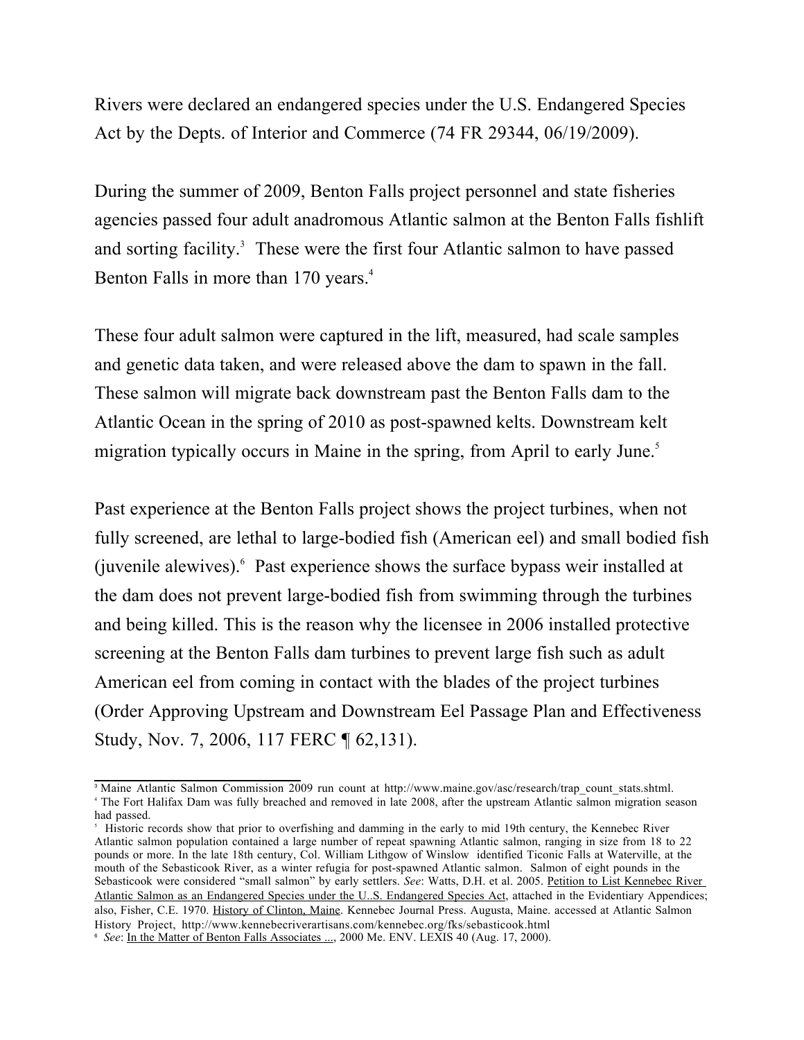Rivers were declared an endangered species under the U.S. Endangered Species Act by the Depts. of Interior and Commerce (74 FR 29344, 06/19/2009).

During the summer of 2009, Benton Falls project personnel and state fisheries agencies passed four adult anadromous Atlantic salmon at the Benton Falls fishlift and sorting facility.[3] These were the first four Atlantic salmon to have passed Benton Falls in more than 170 years.[4]

These four adult salmon were captured in the lift, measured, had scale samples and genetic data taken, and were released above the dam to spawn in the fall. These salmon will migrate back downstream past the Benton Falls dam to the Atlantic Ocean in the spring of 2010 as post-spawned kelts. Downstream kelt migration typically occurs in Maine in the spring, from April to early June.[5]

Past experience at the Benton Falls project shows the project turbines, when not fully screened, are lethal to large-bodied fish (American eel) and small bodied fish (juvenile alewives).[6] Past experience shows the surface bypass weir installed at the dam does not prevent large-bodied fish from swimming through the turbines and being killed. This is the reason why the licensee in 2006 installed protective screening at the Benton Falls dam turbines to prevent large fish such as adult American eel from coming in contact with the blades of the project turbines (Order Approving Upstream and Downstream Eel Passage Plan and Effectiveness Study, Nov. 7, 2006, 117 FERC ¶ 62,131).

---

[3] Maine Atlantic Salmon Commission 2009 run count at http://www.maine.gov/asc/research/trap_count_stats.shtml.

[4] The Fort Halifax Dam was fully breached and removed in late 2008, after the upstream Atlantic salmon migration season had passed.

[5] Historic records show that prior to overfishing and damming in the early to mid 19th century, the Kennebec River Atlantic salmon population contained a large number of repeat spawning Atlantic salmon, ranging in size from 18 to 22 pounds or more. In the late 18th century, Col. William Lithgow of Winslow identified Ticonic Falls at Waterville, at the mouth of the Sebasticook River, as a winter refugia for post-spawned Atlantic salmon. Salmon of eight pounds in the Sebasticook were considered "small salmon" by early settlers. *See*: Watts, D.H. et al. 2005. Petition to List Kennebec River Atlantic Salmon as an Endangered Species under the U..S. Endangered Species Act, attached in the Evidentiary Appendices; also, Fisher, C.E. 1970. History of Clinton, Maine. Kennebec Journal Press. Augusta, Maine. accessed at Atlantic Salmon History Project, http://www.kennebecriverartisans.com/kennebec.org/fks/sebasticook.html

[6] *See*: In the Matter of Benton Falls Associates ..., 2000 Me. ENV. LEXIS 40 (Aug. 17, 2000).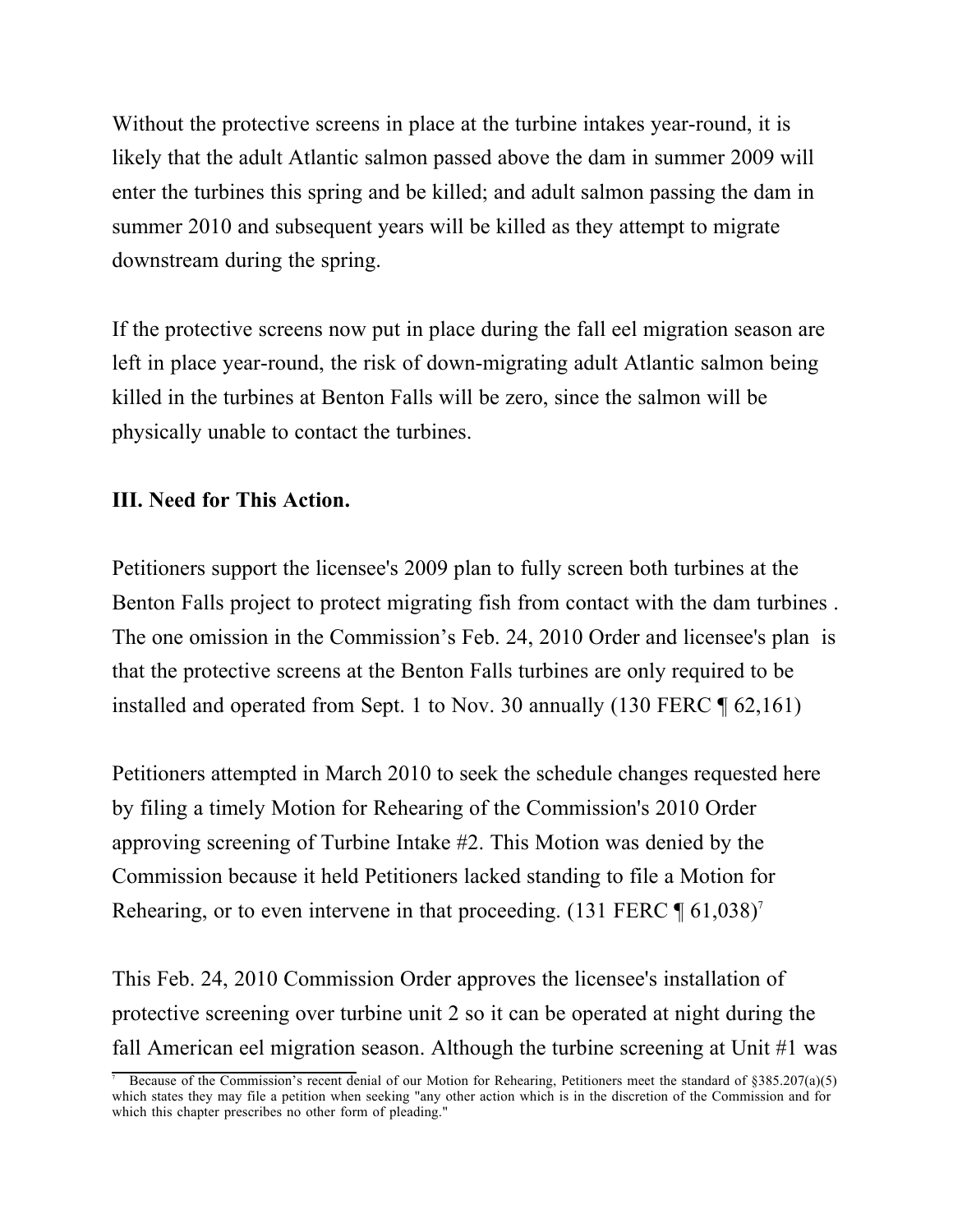Without the protective screens in place at the turbine intakes year-round, it is likely that the adult Atlantic salmon passed above the dam in summer 2009 will enter the turbines this spring and be killed; and adult salmon passing the dam in summer 2010 and subsequent years will be killed as they attempt to migrate downstream during the spring.

If the protective screens now put in place during the fall eel migration season are left in place year-round, the risk of down-migrating adult Atlantic salmon being killed in the turbines at Benton Falls will be zero, since the salmon will be physically unable to contact the turbines.

**III. Need for This Action.**

Petitioners support the licensee's 2009 plan to fully screen both turbines at the Benton Falls project to protect migrating fish from contact with the dam turbines . The one omission in the Commission's Feb. 24, 2010 Order and licensee's plan is that the protective screens at the Benton Falls turbines are only required to be installed and operated from Sept. 1 to Nov. 30 annually (130 FERC ¶ 62,161)

Petitioners attempted in March 2010 to seek the schedule changes requested here by filing a timely Motion for Rehearing of the Commission's 2010 Order approving screening of Turbine Intake #2. This Motion was denied by the Commission because it held Petitioners lacked standing to file a Motion for Rehearing, or to even intervene in that proceeding. (131 FERC ¶ 61,038)[7]

This Feb. 24, 2010 Commission Order approves the licensee's installation of protective screening over turbine unit 2 so it can be operated at night during the fall American eel migration season. Although the turbine screening at Unit #1 was

---

[7] Because of the Commission's recent denial of our Motion for Rehearing, Petitioners meet the standard of §385.207(a)(5) which states they may file a petition when seeking "any other action which is in the discretion of the Commission and for which this chapter prescribes no other form of pleading."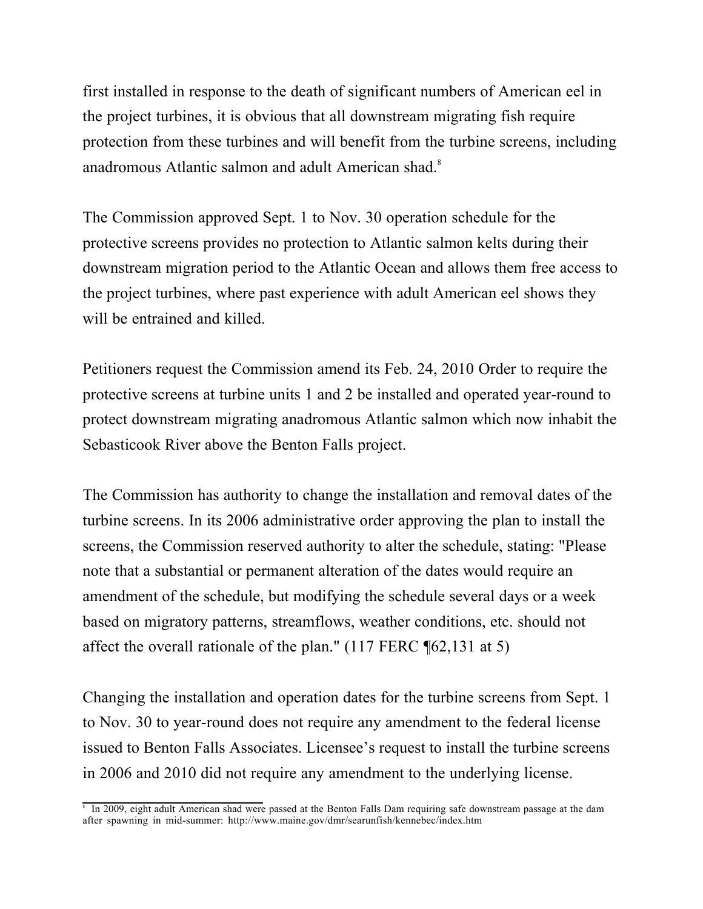first installed in response to the death of significant numbers of American eel in the project turbines, it is obvious that all downstream migrating fish require protection from these turbines and will benefit from the turbine screens, including anadromous Atlantic salmon and adult American shad.[8]

The Commission approved Sept. 1 to Nov. 30 operation schedule for the protective screens provides no protection to Atlantic salmon kelts during their downstream migration period to the Atlantic Ocean and allows them free access to the project turbines, where past experience with adult American eel shows they will be entrained and killed.

Petitioners request the Commission amend its Feb. 24, 2010 Order to require the protective screens at turbine units 1 and 2 be installed and operated year-round to protect downstream migrating anadromous Atlantic salmon which now inhabit the Sebasticook River above the Benton Falls project.

The Commission has authority to change the installation and removal dates of the turbine screens. In its 2006 administrative order approving the plan to install the screens, the Commission reserved authority to alter the schedule, stating: "Please note that a substantial or permanent alteration of the dates would require an amendment of the schedule, but modifying the schedule several days or a week based on migratory patterns, streamflows, weather conditions, etc. should not affect the overall rationale of the plan." (117 FERC ¶62,131 at 5)

Changing the installation and operation dates for the turbine screens from Sept. 1 to Nov. 30 to year-round does not require any amendment to the federal license issued to Benton Falls Associates. Licensee's request to install the turbine screens in 2006 and 2010 did not require any amendment to the underlying license.

[8] In 2009, eight adult American shad were passed at the Benton Falls Dam requiring safe downstream passage at the dam after spawning in mid-summer: http://www.maine.gov/dmr/searunfish/kennebec/index.htm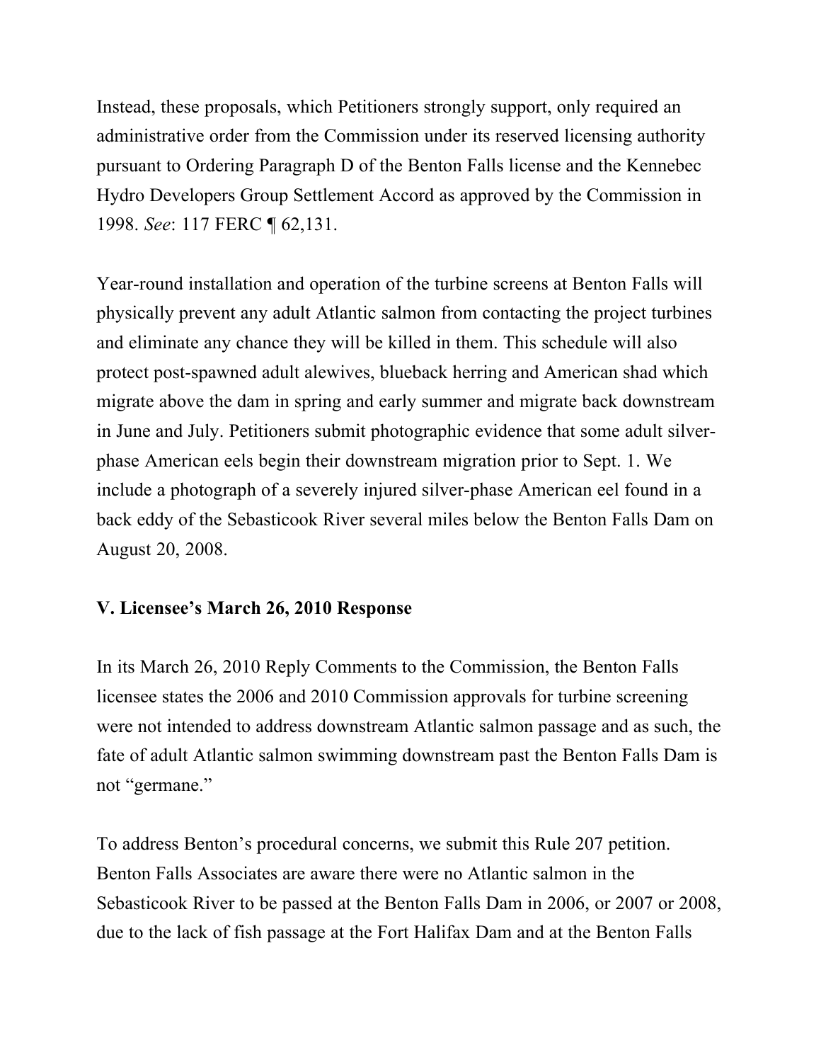Instead, these proposals, which Petitioners strongly support, only required an administrative order from the Commission under its reserved licensing authority pursuant to Ordering Paragraph D of the Benton Falls license and the Kennebec Hydro Developers Group Settlement Accord as approved by the Commission in 1998. *See*: 117 FERC ¶ 62,131.

Year-round installation and operation of the turbine screens at Benton Falls will physically prevent any adult Atlantic salmon from contacting the project turbines and eliminate any chance they will be killed in them. This schedule will also protect post-spawned adult alewives, blueback herring and American shad which migrate above the dam in spring and early summer and migrate back downstream in June and July. Petitioners submit photographic evidence that some adult silver-phase American eels begin their downstream migration prior to Sept. 1. We include a photograph of a severely injured silver-phase American eel found in a back eddy of the Sebasticook River several miles below the Benton Falls Dam on August 20, 2008.

## V. Licensee's March 26, 2010 Response

In its March 26, 2010 Reply Comments to the Commission, the Benton Falls licensee states the 2006 and 2010 Commission approvals for turbine screening were not intended to address downstream Atlantic salmon passage and as such, the fate of adult Atlantic salmon swimming downstream past the Benton Falls Dam is not "germane."

To address Benton's procedural concerns, we submit this Rule 207 petition. Benton Falls Associates are aware there were no Atlantic salmon in the Sebasticook River to be passed at the Benton Falls Dam in 2006, or 2007 or 2008, due to the lack of fish passage at the Fort Halifax Dam and at the Benton Falls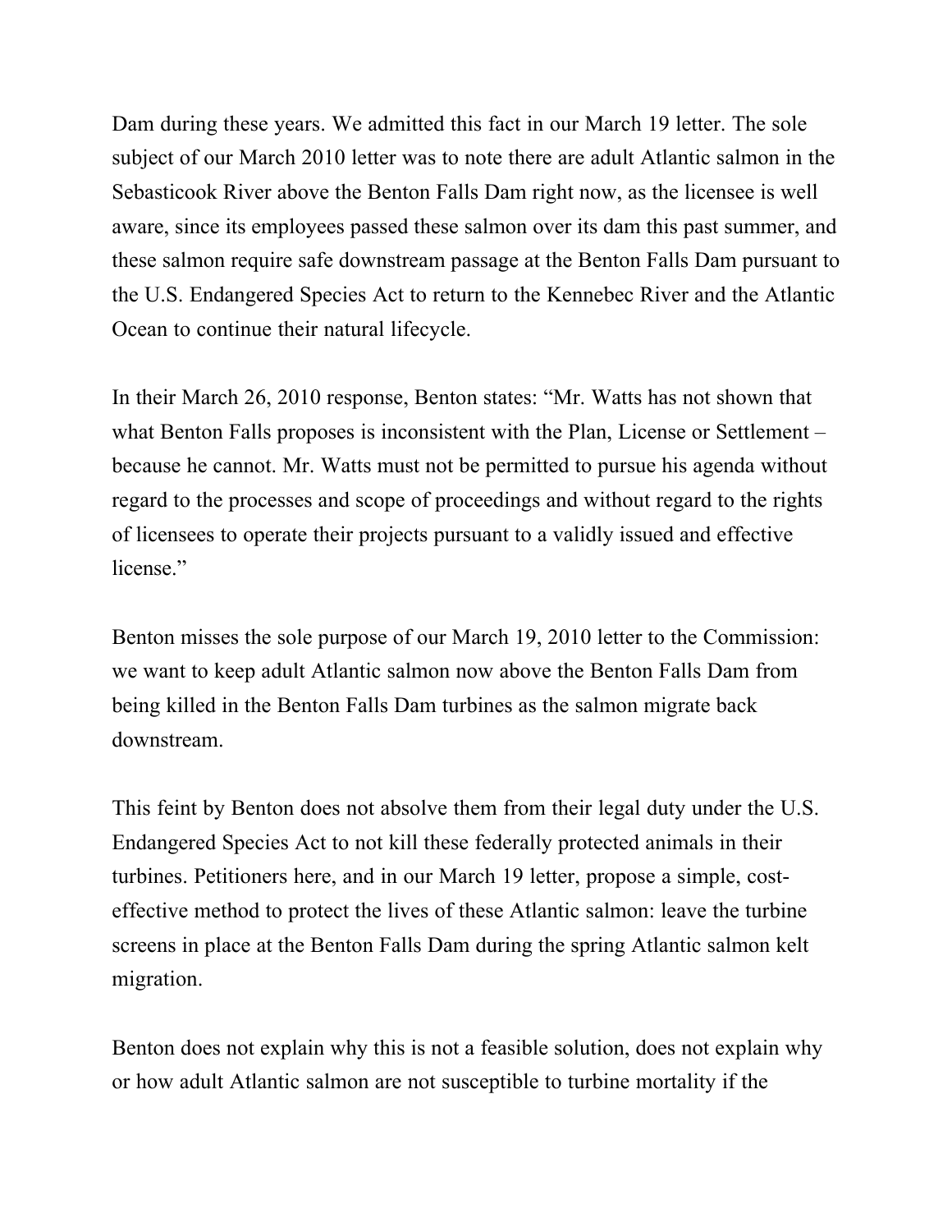Dam during these years. We admitted this fact in our March 19 letter. The sole subject of our March 2010 letter was to note there are adult Atlantic salmon in the Sebasticook River above the Benton Falls Dam right now, as the licensee is well aware, since its employees passed these salmon over its dam this past summer, and these salmon require safe downstream passage at the Benton Falls Dam pursuant to the U.S. Endangered Species Act to return to the Kennebec River and the Atlantic Ocean to continue their natural lifecycle.

In their March 26, 2010 response, Benton states: "Mr. Watts has not shown that what Benton Falls proposes is inconsistent with the Plan, License or Settlement – because he cannot. Mr. Watts must not be permitted to pursue his agenda without regard to the processes and scope of proceedings and without regard to the rights of licensees to operate their projects pursuant to a validly issued and effective license."

Benton misses the sole purpose of our March 19, 2010 letter to the Commission: we want to keep adult Atlantic salmon now above the Benton Falls Dam from being killed in the Benton Falls Dam turbines as the salmon migrate back downstream.

This feint by Benton does not absolve them from their legal duty under the U.S. Endangered Species Act to not kill these federally protected animals in their turbines. Petitioners here, and in our March 19 letter, propose a simple, cost-effective method to protect the lives of these Atlantic salmon: leave the turbine screens in place at the Benton Falls Dam during the spring Atlantic salmon kelt migration.

Benton does not explain why this is not a feasible solution, does not explain why or how adult Atlantic salmon are not susceptible to turbine mortality if the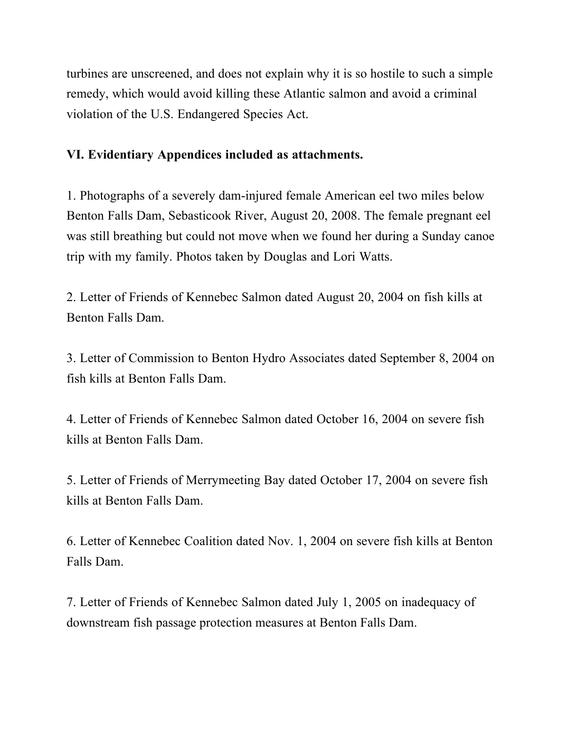turbines are unscreened, and does not explain why it is so hostile to such a simple remedy, which would avoid killing these Atlantic salmon and avoid a criminal violation of the U.S. Endangered Species Act.

## VI. Evidentiary Appendices included as attachments.

1. Photographs of a severely dam-injured female American eel two miles below Benton Falls Dam, Sebasticook River, August 20, 2008. The female pregnant eel was still breathing but could not move when we found her during a Sunday canoe trip with my family. Photos taken by Douglas and Lori Watts.

2. Letter of Friends of Kennebec Salmon dated August 20, 2004 on fish kills at Benton Falls Dam.

3. Letter of Commission to Benton Hydro Associates dated September 8, 2004 on fish kills at Benton Falls Dam.

4. Letter of Friends of Kennebec Salmon dated October 16, 2004 on severe fish kills at Benton Falls Dam.

5. Letter of Friends of Merrymeeting Bay dated October 17, 2004 on severe fish kills at Benton Falls Dam.

6. Letter of Kennebec Coalition dated Nov. 1, 2004 on severe fish kills at Benton Falls Dam.

7. Letter of Friends of Kennebec Salmon dated July 1, 2005 on inadequacy of downstream fish passage protection measures at Benton Falls Dam.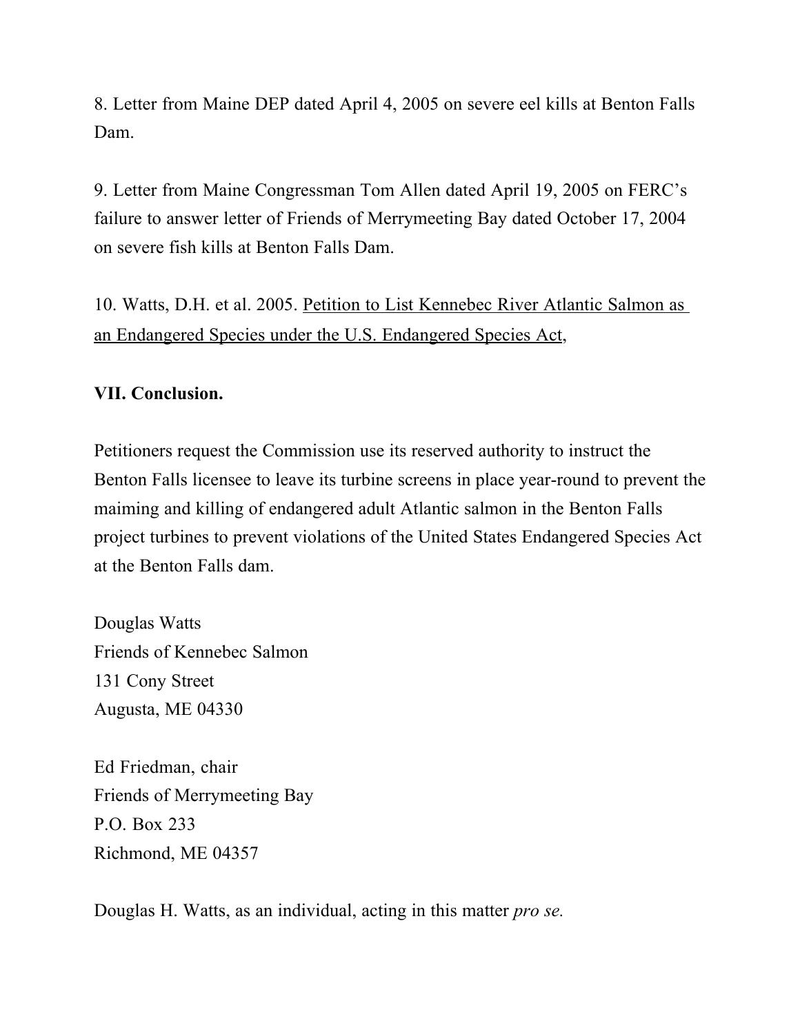8. Letter from Maine DEP dated April 4, 2005 on severe eel kills at Benton Falls Dam.

9. Letter from Maine Congressman Tom Allen dated April 19, 2005 on FERC's failure to answer letter of Friends of Merrymeeting Bay dated October 17, 2004 on severe fish kills at Benton Falls Dam.

10. Watts, D.H. et al. 2005. <u>Petition to List Kennebec River Atlantic Salmon as an Endangered Species under the U.S. Endangered Species Act</u>,

**VII. Conclusion.**

Petitioners request the Commission use its reserved authority to instruct the Benton Falls licensee to leave its turbine screens in place year-round to prevent the maiming and killing of endangered adult Atlantic salmon in the Benton Falls project turbines to prevent violations of the United States Endangered Species Act at the Benton Falls dam.

Douglas Watts
Friends of Kennebec Salmon
131 Cony Street
Augusta, ME 04330

Ed Friedman, chair
Friends of Merrymeeting Bay
P.O. Box 233
Richmond, ME 04357

Douglas H. Watts, as an individual, acting in this matter *pro se.*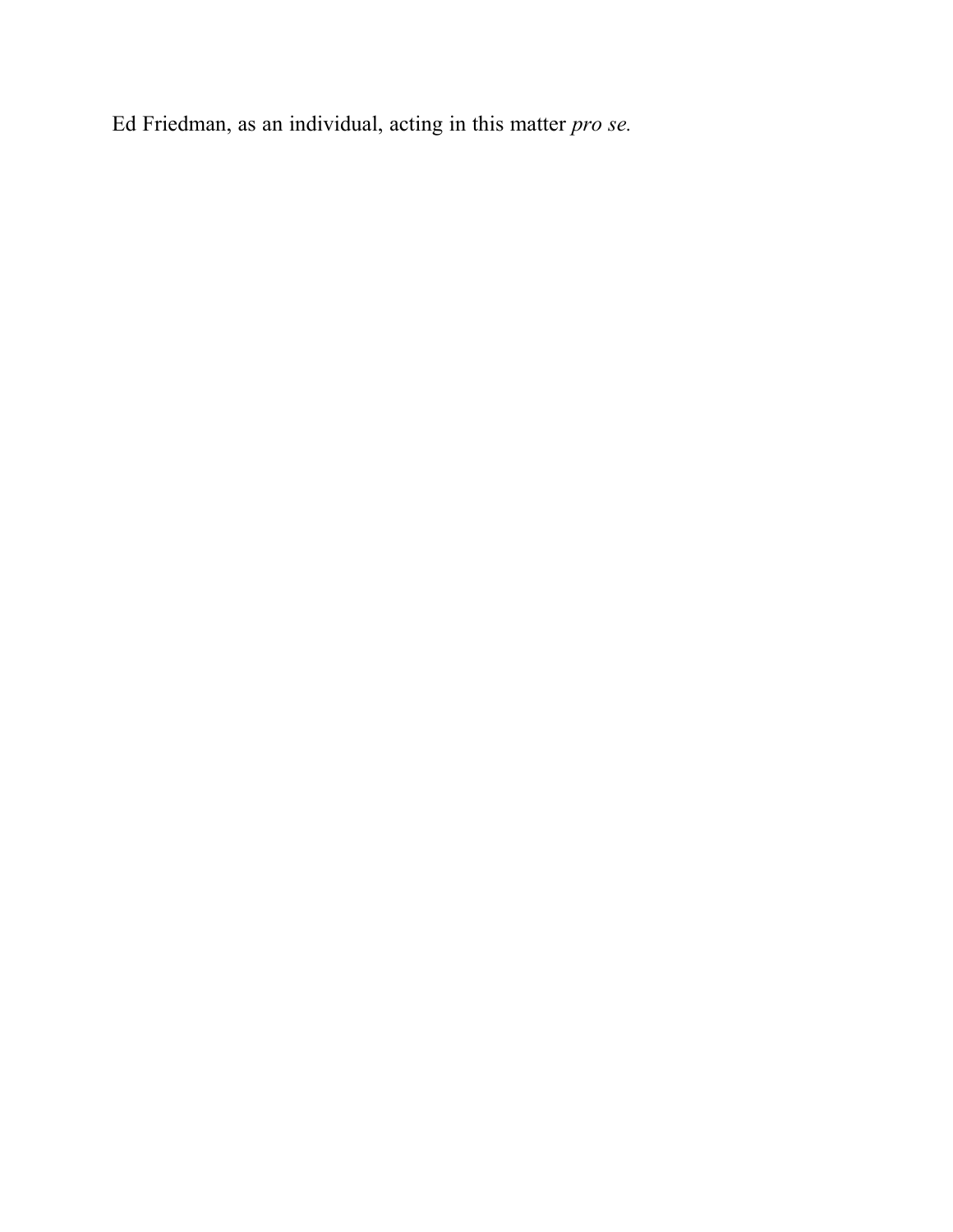Ed Friedman, as an individual, acting in this matter *pro se.*